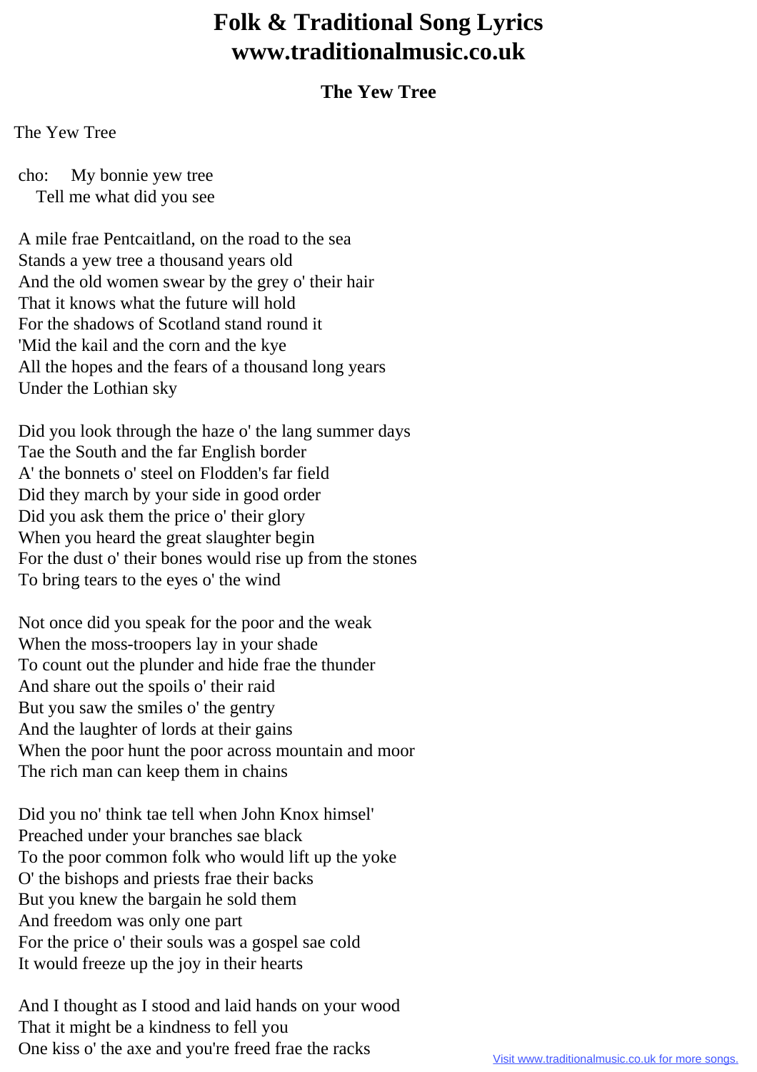# Folk & Traditional Song Lyrics
# www.traditionalmusic.co.uk

### The Yew Tree

The Yew Tree

cho: My bonnie yew tree
Tell me what did you see

A mile frae Pentcaitland, on the road to the sea
Stands a yew tree a thousand years old
And the old women swear by the grey o' their hair
That it knows what the future will hold
For the shadows of Scotland stand round it
'Mid the kail and the corn and the kye
All the hopes and the fears of a thousand long years
Under the Lothian sky

Did you look through the haze o' the lang summer days
Tae the South and the far English border
A' the bonnets o' steel on Flodden's far field
Did they march by your side in good order
Did you ask them the price o' their glory
When you heard the great slaughter begin
For the dust o' their bones would rise up from the stones
To bring tears to the eyes o' the wind

Not once did you speak for the poor and the weak
When the moss-troopers lay in your shade
To count out the plunder and hide frae the thunder
And share out the spoils o' their raid
But you saw the smiles o' the gentry
And the laughter of lords at their gains
When the poor hunt the poor across mountain and moor
The rich man can keep them in chains

Did you no' think tae tell when John Knox himsel'
Preached under your branches sae black
To the poor common folk who would lift up the yoke
O' the bishops and priests frae their backs
But you knew the bargain he sold them
And freedom was only one part
For the price o' their souls was a gospel sae cold
It would freeze up the joy in their hearts

And I thought as I stood and laid hands on your wood
That it might be a kindness to fell you
One kiss o' the axe and you're freed frae the racks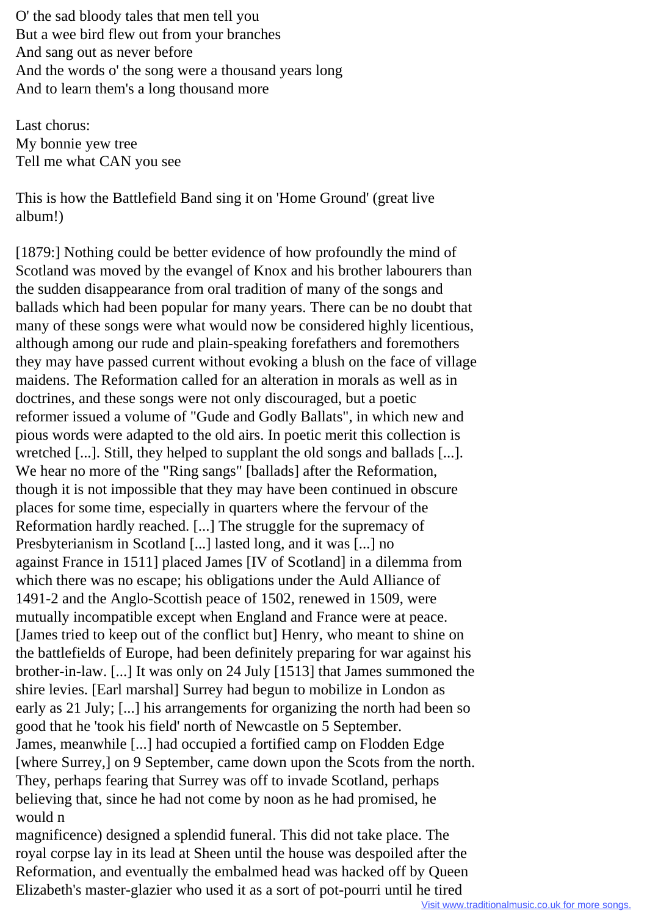O' the sad bloody tales that men tell you
But a wee bird flew out from your branches
And sang out as never before
And the words o' the song were a thousand years long
And to learn them's a long thousand more

Last chorus:
My bonnie yew tree
Tell me what CAN you see

This is how the Battlefield Band sing it on 'Home Ground' (great live album!)

[1879:] Nothing could be better evidence of how profoundly the mind of Scotland was moved by the evangel of Knox and his brother labourers than the sudden disappearance from oral tradition of many of the songs and ballads which had been popular for many years. There can be no doubt that many of these songs were what would now be considered highly licentious, although among our rude and plain-speaking forefathers and foremothers they may have passed current without evoking a blush on the face of village maidens. The Reformation called for an alteration in morals as well as in doctrines, and these songs were not only discouraged, but a poetic reformer issued a volume of "Gude and Godly Ballats", in which new and pious words were adapted to the old airs. In poetic merit this collection is wretched [...]. Still, they helped to supplant the old songs and ballads [...]. We hear no more of the "Ring sangs" [ballads] after the Reformation, though it is not impossible that they may have been continued in obscure places for some time, especially in quarters where the fervour of the Reformation hardly reached. [...] The struggle for the supremacy of Presbyterianism in Scotland [...] lasted long, and it was [...] no
against France in 1511] placed James [IV of Scotland] in a dilemma from which there was no escape; his obligations under the Auld Alliance of 1491-2 and the Anglo-Scottish peace of 1502, renewed in 1509, were mutually incompatible except when England and France were at peace. [James tried to keep out of the conflict but] Henry, who meant to shine on the battlefields of Europe, had been definitely preparing for war against his brother-in-law. [...] It was only on 24 July [1513] that James summoned the shire levies. [Earl marshal] Surrey had begun to mobilize in London as early as 21 July; [...] his arrangements for organizing the north had been so good that he 'took his field' north of Newcastle on 5 September.
James, meanwhile [...] had occupied a fortified camp on Flodden Edge [where Surrey,] on 9 September, came down upon the Scots from the north. They, perhaps fearing that Surrey was off to invade Scotland, perhaps believing that, since he had not come by noon as he had promised, he would n
magnificence) designed a splendid funeral. This did not take place. The royal corpse lay in its lead at Sheen until the house was despoiled after the Reformation, and eventually the embalmed head was hacked off by Queen Elizabeth's master-glazier who used it as a sort of pot-pourri until he tired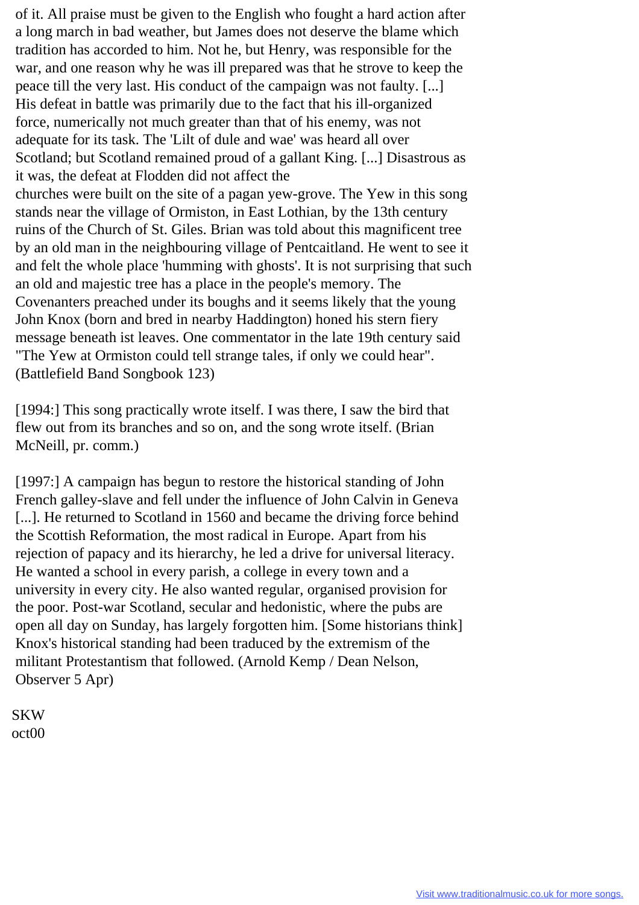of it. All praise must be given to the English who fought a hard action after a long march in bad weather, but James does not deserve the blame which tradition has accorded to him. Not he, but Henry, was responsible for the war, and one reason why he was ill prepared was that he strove to keep the peace till the very last. His conduct of the campaign was not faulty. [...] His defeat in battle was primarily due to the fact that his ill-organized force, numerically not much greater than that of his enemy, was not adequate for its task. The 'Lilt of dule and wae' was heard all over Scotland; but Scotland remained proud of a gallant King. [...] Disastrous as it was, the defeat at Flodden did not affect the
churches were built on the site of a pagan yew-grove. The Yew in this song stands near the village of Ormiston, in East Lothian, by the 13th century ruins of the Church of St. Giles. Brian was told about this magnificent tree by an old man in the neighbouring village of Pentcaitland. He went to see it and felt the whole place 'humming with ghosts'. It is not surprising that such an old and majestic tree has a place in the people's memory. The Covenanters preached under its boughs and it seems likely that the young John Knox (born and bred in nearby Haddington) honed his stern fiery message beneath ist leaves. One commentator in the late 19th century said "The Yew at Ormiston could tell strange tales, if only we could hear". (Battlefield Band Songbook 123)

[1994:] This song practically wrote itself. I was there, I saw the bird that flew out from its branches and so on, and the song wrote itself. (Brian McNeill, pr. comm.)

[1997:] A campaign has begun to restore the historical standing of John French galley-slave and fell under the influence of John Calvin in Geneva [...]. He returned to Scotland in 1560 and became the driving force behind the Scottish Reformation, the most radical in Europe. Apart from his rejection of papacy and its hierarchy, he led a drive for universal literacy. He wanted a school in every parish, a college in every town and a university in every city. He also wanted regular, organised provision for the poor. Post-war Scotland, secular and hedonistic, where the pubs are open all day on Sunday, has largely forgotten him. [Some historians think] Knox's historical standing had been traduced by the extremism of the militant Protestantism that followed. (Arnold Kemp / Dean Nelson, Observer 5 Apr)

SKW
oct00

Visit www.traditionalmusic.co.uk for more songs.